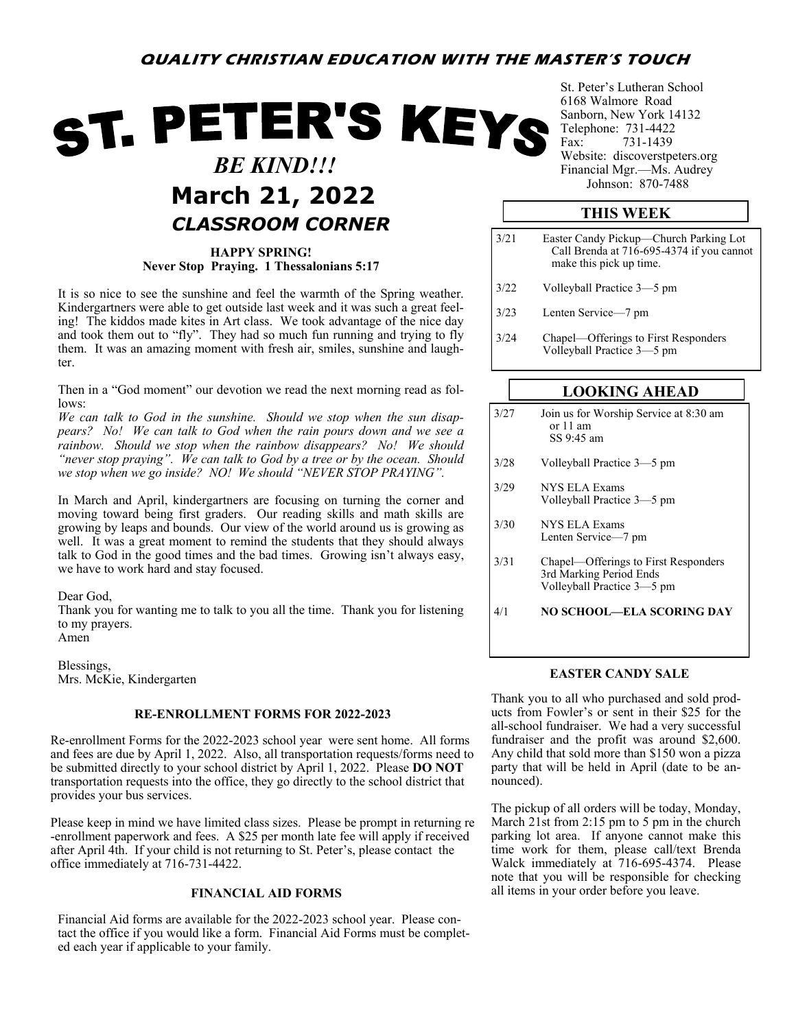**QUALITY CHRISTIAN EDUCATION WITH THE MASTER'S TOUCH**

# ST. PETER'S KEYS

St. Peter's Lutheran School
6168 Walmore Road
Sanborn, New York 14132
Telephone: 731-4422
Fax: 731-1439
Website: discoverstpeters.org
Financial Mgr.—Ms. Audrey Johnson: 870-7488

***BE KIND!!!***

## March 21, 2022

## *CLASSROOM CORNER*

**HAPPY SPRING!**
**Never Stop Praying. 1 Thessalonians 5:17**

It is so nice to see the sunshine and feel the warmth of the Spring weather. Kindergartners were able to get outside last week and it was such a great feeling! The kiddos made kites in Art class. We took advantage of the nice day and took them out to "fly". They had so much fun running and trying to fly them. It was an amazing moment with fresh air, smiles, sunshine and laughter.

Then in a "God moment" our devotion we read the next morning read as follows:
*We can talk to God in the sunshine. Should we stop when the sun disappears? No! We can talk to God when the rain pours down and we see a rainbow. Should we stop when the rainbow disappears? No! We should "never stop praying". We can talk to God by a tree or by the ocean. Should we stop when we go inside? NO! We should "NEVER STOP PRAYING".*

In March and April, kindergartners are focusing on turning the corner and moving toward being first graders. Our reading skills and math skills are growing by leaps and bounds. Our view of the world around us is growing as well. It was a great moment to remind the students that they should always talk to God in the good times and the bad times. Growing isn't always easy, we have to work hard and stay focused.

Dear God,
Thank you for wanting me to talk to you all the time. Thank you for listening to my prayers.
Amen

Blessings,
Mrs. McKie, Kindergarten

### RE-ENROLLMENT FORMS FOR 2022-2023

Re-enrollment Forms for the 2022-2023 school year were sent home. All forms and fees are due by April 1, 2022. Also, all transportation requests/forms need to be submitted directly to your school district by April 1, 2022. Please **DO NOT** transportation requests into the office, they go directly to the school district that provides your bus services.

Please keep in mind we have limited class sizes. Please be prompt in returning re-enrollment paperwork and fees. A $25 per month late fee will apply if received after April 4th. If your child is not returning to St. Peter's, please contact the office immediately at 716-731-4422.

### FINANCIAL AID FORMS

Financial Aid forms are available for the 2022-2023 school year. Please contact the office if you would like a form. Financial Aid Forms must be completed each year if applicable to your family.

### THIS WEEK

| | |
|---|---|
| 3/21 | Easter Candy Pickup—Church Parking Lot Call Brenda at 716-695-4374 if you cannot make this pick up time. |
| 3/22 | Volleyball Practice 3—5 pm |
| 3/23 | Lenten Service—7 pm |
| 3/24 | Chapel—Offerings to First Responders<br>Volleyball Practice 3—5 pm |

### LOOKING AHEAD

| | |
|---|---|
| 3/27 | Join us for Worship Service at 8:30 am or 11 am<br>SS 9:45 am |
| 3/28 | Volleyball Practice 3—5 pm |
| 3/29 | NYS ELA Exams<br>Volleyball Practice 3—5 pm |
| 3/30 | NYS ELA Exams<br>Lenten Service—7 pm |
| 3/31 | Chapel—Offerings to First Responders<br>3rd Marking Period Ends<br>Volleyball Practice 3—5 pm |
| 4/1 | **NO SCHOOL—ELA SCORING DAY** |

### EASTER CANDY SALE

Thank you to all who purchased and sold products from Fowler's or sent in their $25 for the all-school fundraiser. We had a very successful fundraiser and the profit was around $2,600. Any child that sold more than $150 won a pizza party that will be held in April (date to be announced).

The pickup of all orders will be today, Monday, March 21st from 2:15 pm to 5 pm in the church parking lot area. If anyone cannot make this time work for them, please call/text Brenda Walck immediately at 716-695-4374. Please note that you will be responsible for checking all items in your order before you leave.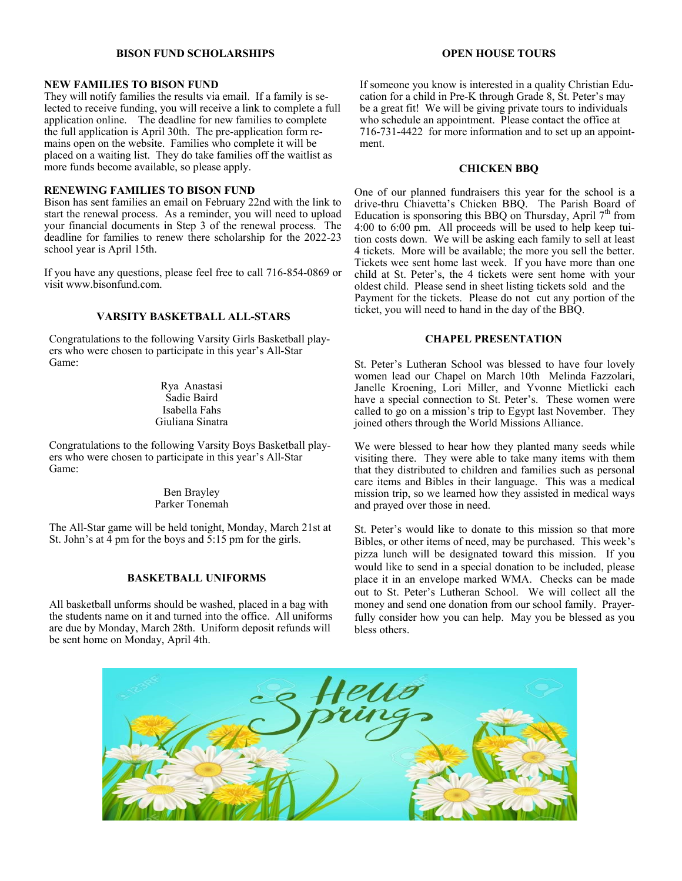## BISON FUND SCHOLARSHIPS

**NEW FAMILIES TO BISON FUND**

They will notify families the results via email. If a family is selected to receive funding, you will receive a link to complete a full application online. The deadline for new families to complete the full application is April 30th. The pre-application form remains open on the website. Families who complete it will be placed on a waiting list. They do take families off the waitlist as more funds become available, so please apply.

**RENEWING FAMILIES TO BISON FUND**

Bison has sent families an email on February 22nd with the link to start the renewal process. As a reminder, you will need to upload your financial documents in Step 3 of the renewal process. The deadline for families to renew there scholarship for the 2022-23 school year is April 15th.

If you have any questions, please feel free to call 716-854-0869 or visit www.bisonfund.com.

## VARSITY BASKETBALL ALL-STARS

Congratulations to the following Varsity Girls Basketball players who were chosen to participate in this year's All-Star Game:

Rya Anastasi
Sadie Baird
Isabella Fahs
Giuliana Sinatra

Congratulations to the following Varsity Boys Basketball players who were chosen to participate in this year's All-Star Game:

Ben Brayley
Parker Tonemah

The All-Star game will be held tonight, Monday, March 21st at St. John's at 4 pm for the boys and 5:15 pm for the girls.

## BASKETBALL UNIFORMS

All basketball unforms should be washed, placed in a bag with the students name on it and turned into the office. All uniforms are due by Monday, March 28th. Uniform deposit refunds will be sent home on Monday, April 4th.

## OPEN HOUSE TOURS

If someone you know is interested in a quality Christian Education for a child in Pre-K through Grade 8, St. Peter's may be a great fit! We will be giving private tours to individuals who schedule an appointment. Please contact the office at 716-731-4422 for more information and to set up an appointment.

## CHICKEN BBQ

One of our planned fundraisers this year for the school is a drive-thru Chiavetta's Chicken BBQ. The Parish Board of Education is sponsoring this BBQ on Thursday, April 7th from 4:00 to 6:00 pm. All proceeds will be used to help keep tuition costs down. We will be asking each family to sell at least 4 tickets. More will be available; the more you sell the better. Tickets wee sent home last week. If you have more than one child at St. Peter's, the 4 tickets were sent home with your oldest child. Please send in sheet listing tickets sold and the Payment for the tickets. Please do not cut any portion of the ticket, you will need to hand in the day of the BBQ.

## CHAPEL PRESENTATION

St. Peter's Lutheran School was blessed to have four lovely women lead our Chapel on March 10th Melinda Fazzolari, Janelle Kroening, Lori Miller, and Yvonne Mietlicki each have a special connection to St. Peter's. These women were called to go on a mission's trip to Egypt last November. They joined others through the World Missions Alliance.

We were blessed to hear how they planted many seeds while visiting there. They were able to take many items with them that they distributed to children and families such as personal care items and Bibles in their language. This was a medical mission trip, so we learned how they assisted in medical ways and prayed over those in need.

St. Peter's would like to donate to this mission so that more Bibles, or other items of need, may be purchased. This week's pizza lunch will be designated toward this mission. If you would like to send in a special donation to be included, please place it in an envelope marked WMA. Checks can be made out to St. Peter's Lutheran School. We will collect all the money and send one donation from our school family. Prayerfully consider how you can help. May you be blessed as you bless others.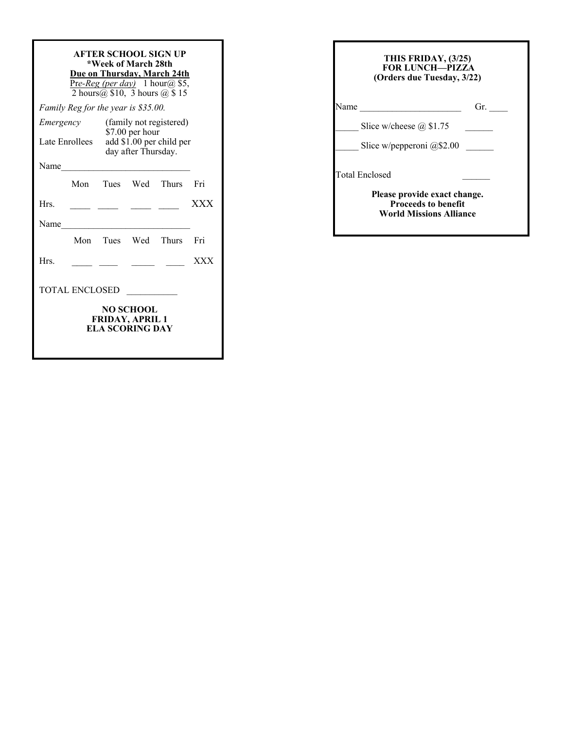**AFTER SCHOOL SIGN UP**
**\*Week of March 28th**
**<u>Due on Thursday, March 24th</u>**
<u>*Pre-Reg (per day)*</u> 1 hour@ $5,
2 hours@ $10, 3 hours @ $ 15

*Family Reg for the year is $35.00.*

*Emergency* (family not registered) $7.00 per hour

Late Enrollees add $1.00 per child per day after Thursday.

Name_____________________________

| | Mon | Tues | Wed | Thurs | Fri |
|---|---|---|---|---|---|
| Hrs. | ____ | ____ | ____ | ____ | XXX |

Name_____________________________

| | Mon | Tues | Wed | Thurs | Fri |
|---|---|---|---|---|---|
| Hrs. | ____ | ____ | _____ | ____ | XXX |

TOTAL ENCLOSED ___________

**NO SCHOOL**
**FRIDAY, APRIL 1**
**ELA SCORING DAY**

**THIS FRIDAY, (3/25)**
**FOR LUNCH—PIZZA**
**(Orders due Tuesday, 3/22)**

Name ______________________ Gr. ____

_____ Slice w/cheese @ $1.75 ______

_____ Slice w/pepperoni @$2.00 ______

Total Enclosed ______

**Please provide exact change.**
**Proceeds to benefit**
**World Missions Alliance**